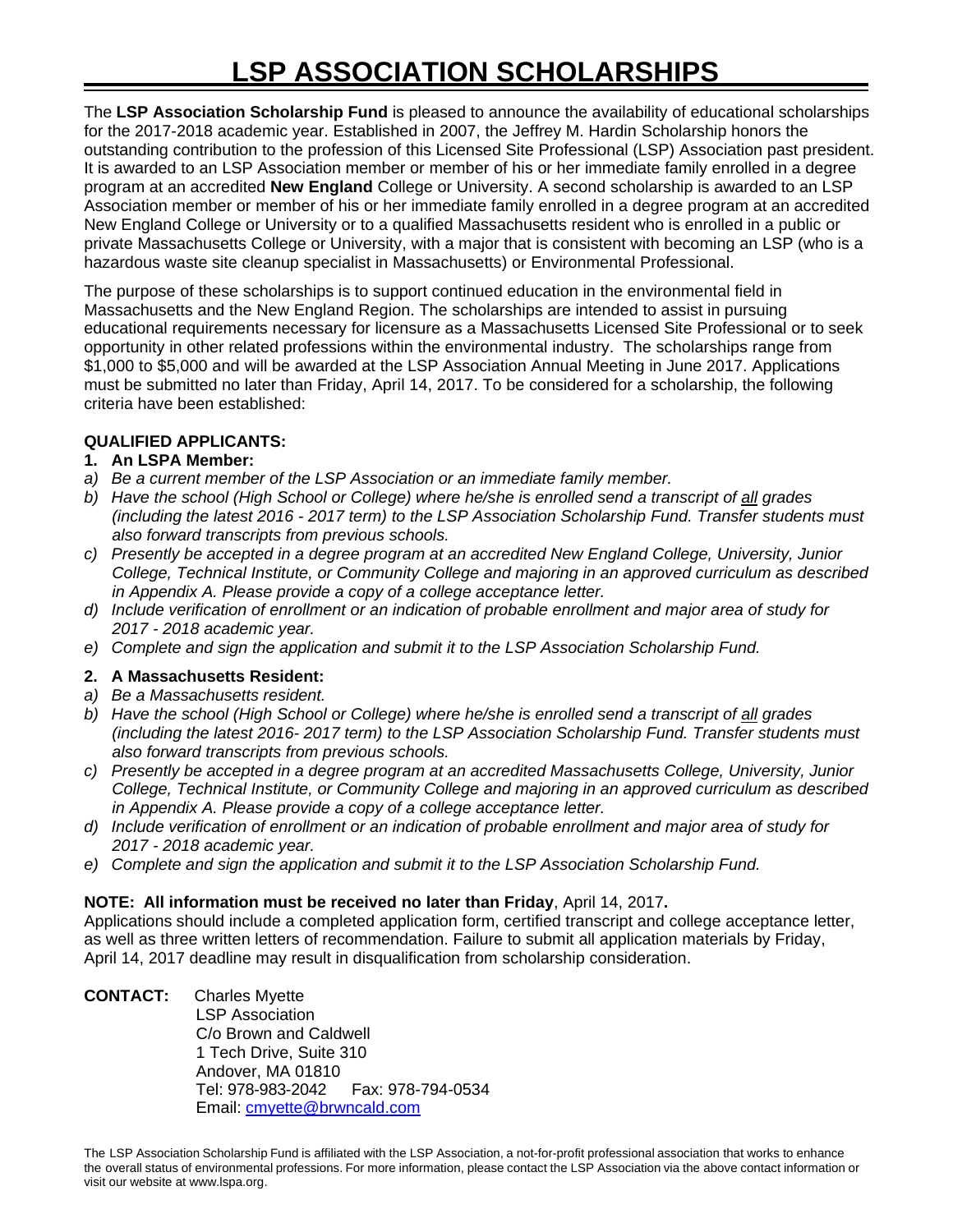# LSP ASSOCIATION SCHOLARSHIPS

The **LSP Association Scholarship Fund** is pleased to announce the availability of educational scholarships for the 2017-2018 academic year. Established in 2007, the Jeffrey M. Hardin Scholarship honors the outstanding contribution to the profession of this Licensed Site Professional (LSP) Association past president. It is awarded to an LSP Association member or member of his or her immediate family enrolled in a degree program at an accredited **New England** College or University. A second scholarship is awarded to an LSP Association member or member of his or her immediate family enrolled in a degree program at an accredited New England College or University or to a qualified Massachusetts resident who is enrolled in a public or private Massachusetts College or University, with a major that is consistent with becoming an LSP (who is a hazardous waste site cleanup specialist in Massachusetts) or Environmental Professional.

The purpose of these scholarships is to support continued education in the environmental field in Massachusetts and the New England Region. The scholarships are intended to assist in pursuing educational requirements necessary for licensure as a Massachusetts Licensed Site Professional or to seek opportunity in other related professions within the environmental industry. The scholarships range from $1,000 to $5,000 and will be awarded at the LSP Association Annual Meeting in June 2017. Applications must be submitted no later than Friday, April 14, 2017. To be considered for a scholarship, the following criteria have been established:

**QUALIFIED APPLICANTS:**

**1. An LSPA Member:**

a) *Be a current member of the LSP Association or an immediate family member.*
b) *Have the school (High School or College) where he/she is enrolled send a transcript of <u>all</u> grades (including the latest 2016 - 2017 term) to the LSP Association Scholarship Fund. Transfer students must also forward transcripts from previous schools.*
c) *Presently be accepted in a degree program at an accredited New England College, University, Junior College, Technical Institute, or Community College and majoring in an approved curriculum as described in Appendix A. Please provide a copy of a college acceptance letter.*
d) *Include verification of enrollment or an indication of probable enrollment and major area of study for 2017 - 2018 academic year.*
e) *Complete and sign the application and submit it to the LSP Association Scholarship Fund.*

**2. A Massachusetts Resident:**

a) *Be a Massachusetts resident.*
b) *Have the school (High School or College) where he/she is enrolled send a transcript of <u>all</u> grades (including the latest 2016- 2017 term) to the LSP Association Scholarship Fund. Transfer students must also forward transcripts from previous schools.*
c) *Presently be accepted in a degree program at an accredited Massachusetts College, University, Junior College, Technical Institute, or Community College and majoring in an approved curriculum as described in Appendix A. Please provide a copy of a college acceptance letter.*
d) *Include verification of enrollment or an indication of probable enrollment and major area of study for 2017 - 2018 academic year.*
e) *Complete and sign the application and submit it to the LSP Association Scholarship Fund.*

**NOTE: All information must be received no later than Friday**, April 14, 2017**.**
Applications should include a completed application form, certified transcript and college acceptance letter, as well as three written letters of recommendation. Failure to submit all application materials by Friday, April 14, 2017 deadline may result in disqualification from scholarship consideration.

**CONTACT:** Charles Myette
LSP Association
C/o Brown and Caldwell
1 Tech Drive, Suite 310
Andover, MA 01810
Tel: 978-983-2042 Fax: 978-794-0534
Email: cmyette@brwncald.com

The LSP Association Scholarship Fund is affiliated with the LSP Association, a not-for-profit professional association that works to enhance the overall status of environmental professions. For more information, please contact the LSP Association via the above contact information or visit our website at www.lspa.org.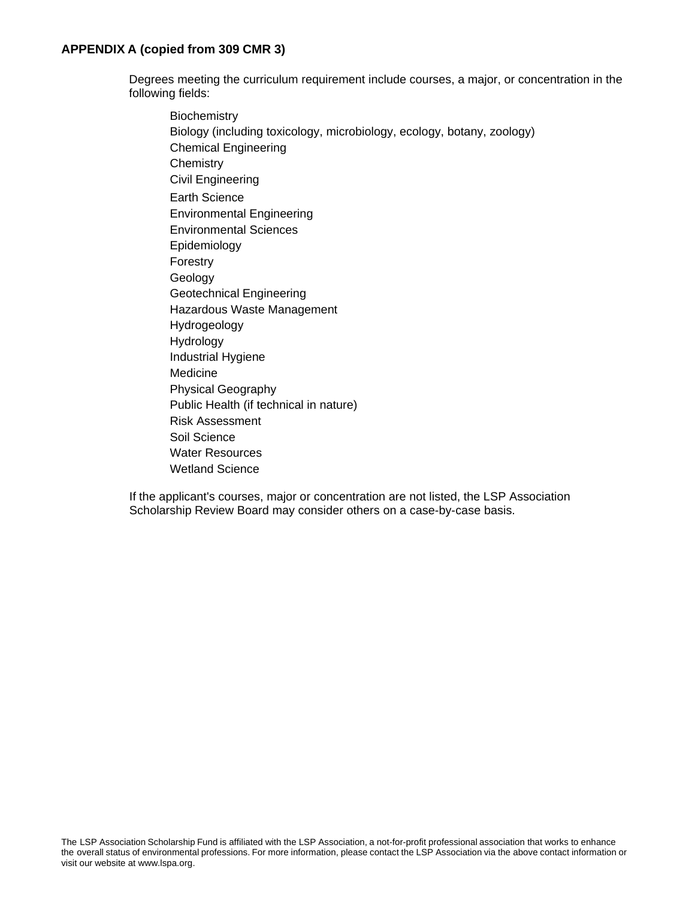**APPENDIX A (copied from 309 CMR 3)**

Degrees meeting the curriculum requirement include courses, a major, or concentration in the following fields:

- Biochemistry
- Biology (including toxicology, microbiology, ecology, botany, zoology)
- Chemical Engineering
- Chemistry
- Civil Engineering
- Earth Science
- Environmental Engineering
- Environmental Sciences
- Epidemiology
- Forestry
- Geology
- Geotechnical Engineering
- Hazardous Waste Management
- Hydrogeology
- Hydrology
- Industrial Hygiene
- Medicine
- Physical Geography
- Public Health (if technical in nature)
- Risk Assessment
- Soil Science
- Water Resources
- Wetland Science

If the applicant's courses, major or concentration are not listed, the LSP Association Scholarship Review Board may consider others on a case-by-case basis.

The LSP Association Scholarship Fund is affiliated with the LSP Association, a not-for-profit professional association that works to enhance the overall status of environmental professions. For more information, please contact the LSP Association via the above contact information or visit our website at www.lspa.org.